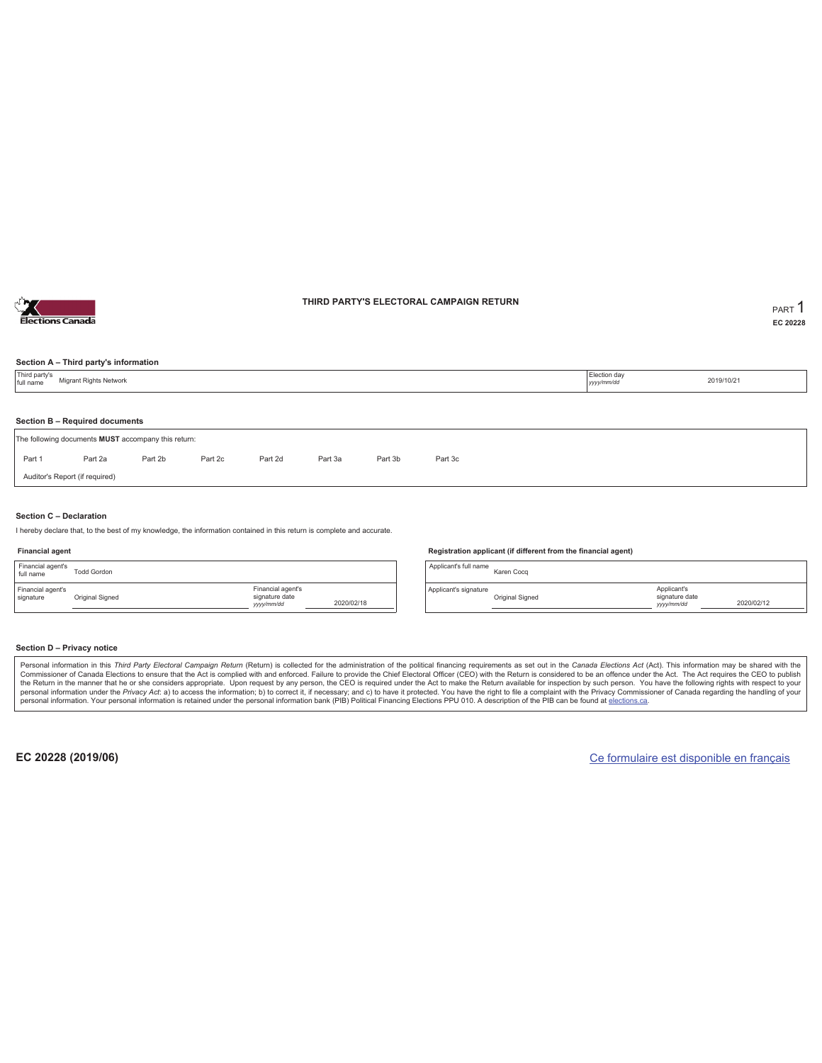# THIRD PARTY'S ELECTORAL CAMPAIGN RETURN

PART 1

EC 20228

### Section A – Third party's information

| Third party's full name | Migrant Rights Network | Election day *yyyy/mm/dd* | 2019/10/21 |
|---|---|---|---|

### Section B – Required documents

The following documents **MUST** accompany this return:

| Part 1 | Part 2a | Part 2b | Part 2c | Part 2d | Part 3a | Part 3b | Part 3c |
|---|---|---|---|---|---|---|---|

Auditor's Report (if required)

### Section C – Declaration

I hereby declare that, to the best of my knowledge, the information contained in this return is complete and accurate.

#### Financial agent

| Financial agent's full name | Todd Gordon | | |
|---|---|---|---|
| Financial agent's signature | Original Signed | Financial agent's signature date *yyyy/mm/dd* | 2020/02/18 |

#### Registration applicant (if different from the financial agent)

| Applicant's full name | Karen Cocq | | |
|---|---|---|---|
| Applicant's signature | Original Signed | Applicant's signature date *yyyy/mm/dd* | 2020/02/12 |

### Section D – Privacy notice

Personal information in this *Third Party Electoral Campaign Return* (Return) is collected for the administration of the political financing requirements as set out in the *Canada Elections Act* (Act). This information may be shared with the Commissioner of Canada Elections to ensure that the Act is complied with and enforced. Failure to provide the Chief Electoral Officer (CEO) with the Return is considered to be an offence under the Act. The Act requires the CEO to publish the Return in the manner that he or she considers appropriate. Upon request by any person, the CEO is required under the Act to make the Return available for inspection by such person. You have the following rights with respect to your personal information under the *Privacy Act*: a) to access the information; b) to correct it, if necessary; and c) to have it protected. You have the right to file a complaint with the Privacy Commissioner of Canada regarding the handling of your personal information. Your personal information is retained under the personal information bank (PIB) Political Financing Elections PPU 010. A description of the PIB can be found at elections.ca.

**EC 20228 (2019/06)**

Ce formulaire est disponible en français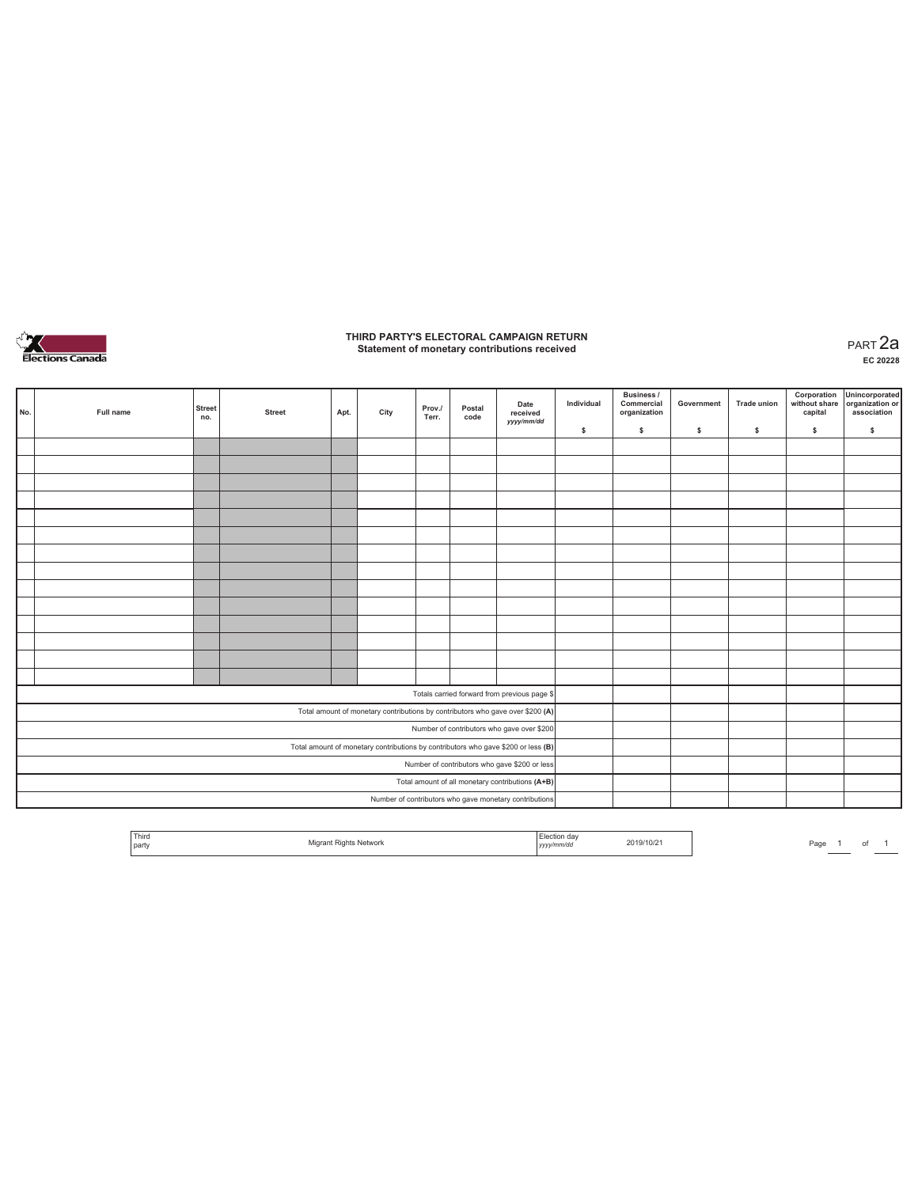# THIRD PARTY'S ELECTORAL CAMPAIGN RETURN

## Statement of monetary contributions received

PART 2a

EC 20228

| No. | Full name | Street no. | Street | Apt. | City | Prov./ Terr. | Postal code | Date received yyyy/mm/dd | Individual $ | Business / Commercial organization $ | Government $ | Trade union $ | Corporation without share capital $ | Unincorporated organization or association $ |
|---|---|---|---|---|---|---|---|---|---|---|---|---|---|---|
| | | | | | | | | | | | | | | |
| | | | | | | | | | | | | | | |
| | | | | | | | | | | | | | | |
| | | | | | | | | | | | | | | |
| | | | | | | | | | | | | | | |
| | | | | | | | | | | | | | | |
| | | | | | | | | | | | | | | |
| | | | | | | | | | | | | | | |
| | | | | | | | | | | | | | | |
| | | | | | | | | | | | | | | |
| | | | | | | | | | | | | | | |
| | | | | | | | | | | | | | | |
| | | | | | | | | | | | | | | |
| | | | | | | | | | | | | | | |
| Totals carried forward from previous page $ | | | | | | | | | | | | | | |
| Total amount of monetary contributions by contributors who gave over $200 (A) | | | | | | | | | | | | | | |
| Number of contributors who gave over $200 | | | | | | | | | | | | | | |
| Total amount of monetary contributions by contributors who gave $200 or less (B) | | | | | | | | | | | | | | |
| Number of contributors who gave $200 or less | | | | | | | | | | | | | | |
| Total amount of all monetary contributions (A+B) | | | | | | | | | | | | | | |
| Number of contributors who gave monetary contributions | | | | | | | | | | | | | | |

| Third party | Migrant Rights Network | Election day yyyy/mm/dd | 2019/10/21 |
|---|---|---|---|

Page 1 of 1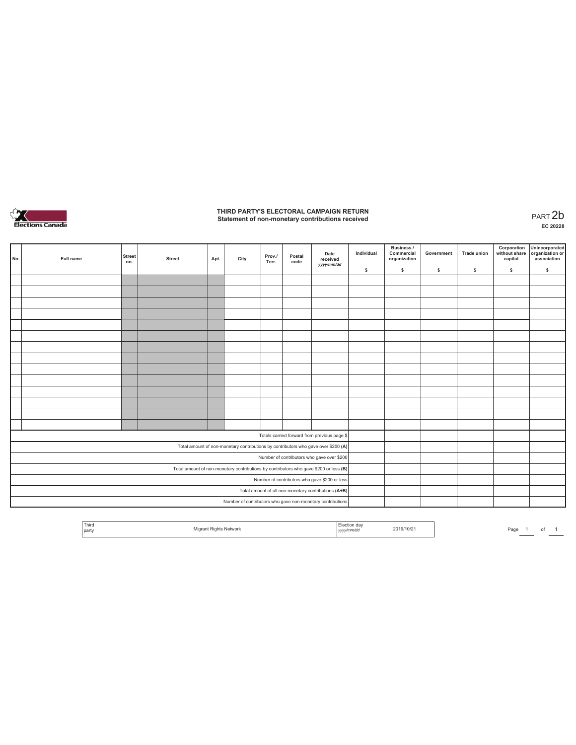# THIRD PARTY'S ELECTORAL CAMPAIGN RETURN
## Statement of non-monetary contributions received

PART 2b
EC 20228

| No. | Full name | Street no. | Street | Apt. | City | Prov./ Terr. | Postal code | Date received yyyy/mm/dd | Individual $ | Business / Commercial organization $ | Government $ | Trade union $ | Corporation without share capital $ | Unincorporated organization or association $ |
|---|---|---|---|---|---|---|---|---|---|---|---|---|---|---|
| | | | | | | | | | | | | | | |
| | | | | | | | | | | | | | | |
| | | | | | | | | | | | | | | |
| | | | | | | | | | | | | | | |
| | | | | | | | | | | | | | | |
| | | | | | | | | | | | | | | |
| | | | | | | | | | | | | | | |
| | | | | | | | | | | | | | | |
| | | | | | | | | | | | | | | |
| | | | | | | | | | | | | | | |
| | | | | | | | | | | | | | | |
| | | | | | | | | | | | | | | |
| | | | | | | | | | | | | | | |
| | | | | | | | | | | | | | | |
| Totals carried forward from previous page $ | | | | | | | | | | | | | | |
| Total amount of non-monetary contributions by contributors who gave over $200 (A) | | | | | | | | | | | | | | |
| Number of contributors who gave over $200 | | | | | | | | | | | | | | |
| Total amount of non-monetary contributions by contributors who gave $200 or less (B) | | | | | | | | | | | | | | |
| Number of contributors who gave $200 or less | | | | | | | | | | | | | | |
| Total amount of all non-monetary contributions (A+B) | | | | | | | | | | | | | | |
| Number of contributors who gave non-monetary contributions | | | | | | | | | | | | | | |

| Third party | Migrant Rights Network | Election day yyyy/mm/dd | 2019/10/21 |
|---|---|---|---|

Page 1 of 1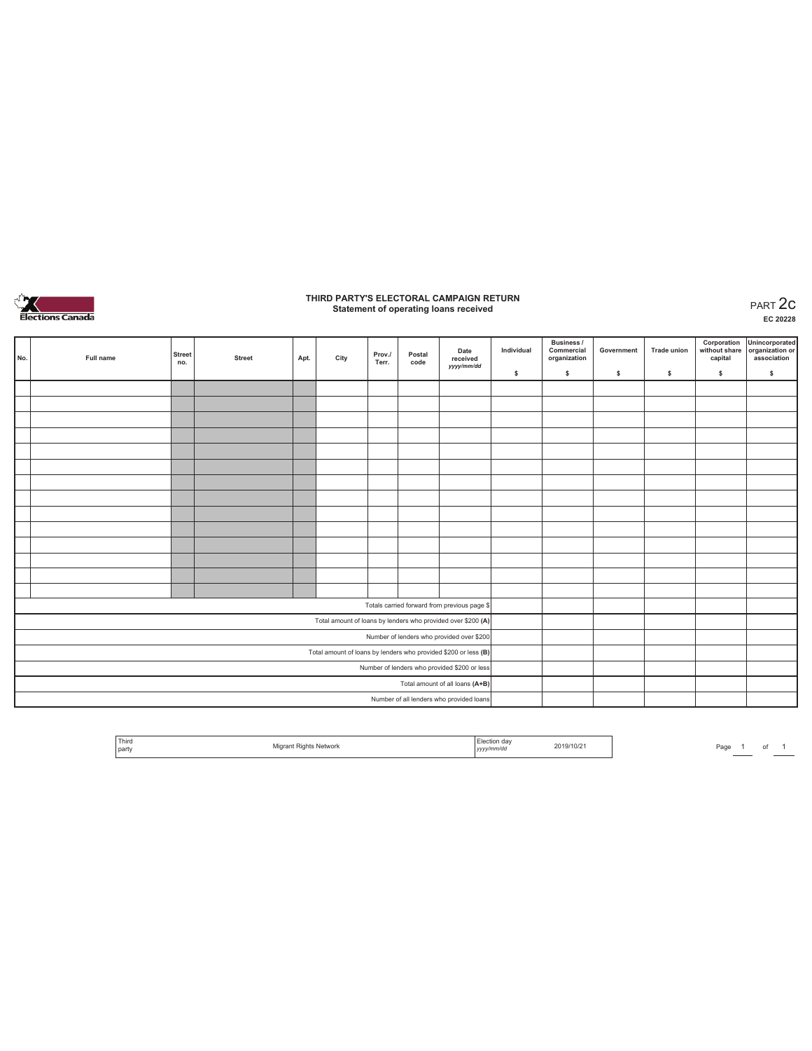Elections Canada

# THIRD PARTY'S ELECTORAL CAMPAIGN RETURN

## Statement of operating loans received

PART 2c

EC 20228

| No. | Full name | Street no. | Street | Apt. | City | Prov./ Terr. | Postal code | Date received yyyy/mm/dd | Individual $ | Business / Commercial organization $ | Government $ | Trade union $ | Corporation without share capital $ | Unincorporated organization or association $ |
|---|---|---|---|---|---|---|---|---|---|---|---|---|---|---|
| | | | | | | | | | | | | | | |
| | | | | | | | | | | | | | | |
| | | | | | | | | | | | | | | |
| | | | | | | | | | | | | | | |
| | | | | | | | | | | | | | | |
| | | | | | | | | | | | | | | |
| | | | | | | | | | | | | | | |
| | | | | | | | | | | | | | | |
| | | | | | | | | | | | | | | |
| | | | | | | | | | | | | | | |
| | | | | | | | | | | | | | | |
| | | | | | | | | | | | | | | |
| | | | | | | | | | | | | | | |
| | | | | | | | | | | | | | | |
| Totals carried forward from previous page $ | | | | | | | | | | | | | | |
| Total amount of loans by lenders who provided over $200 **(A)** | | | | | | | | | | | | | | |
| Number of lenders who provided over $200 | | | | | | | | | | | | | | |
| Total amount of loans by lenders who provided $200 or less **(B)** | | | | | | | | | | | | | | |
| Number of lenders who provided $200 or less | | | | | | | | | | | | | | |
| Total amount of all loans **(A+B)** | | | | | | | | | | | | | | |
| Number of all lenders who provided loans | | | | | | | | | | | | | | |

| Third party | Migrant Rights Network | Election day yyyy/mm/dd | 2019/10/21 |
|---|---|---|---|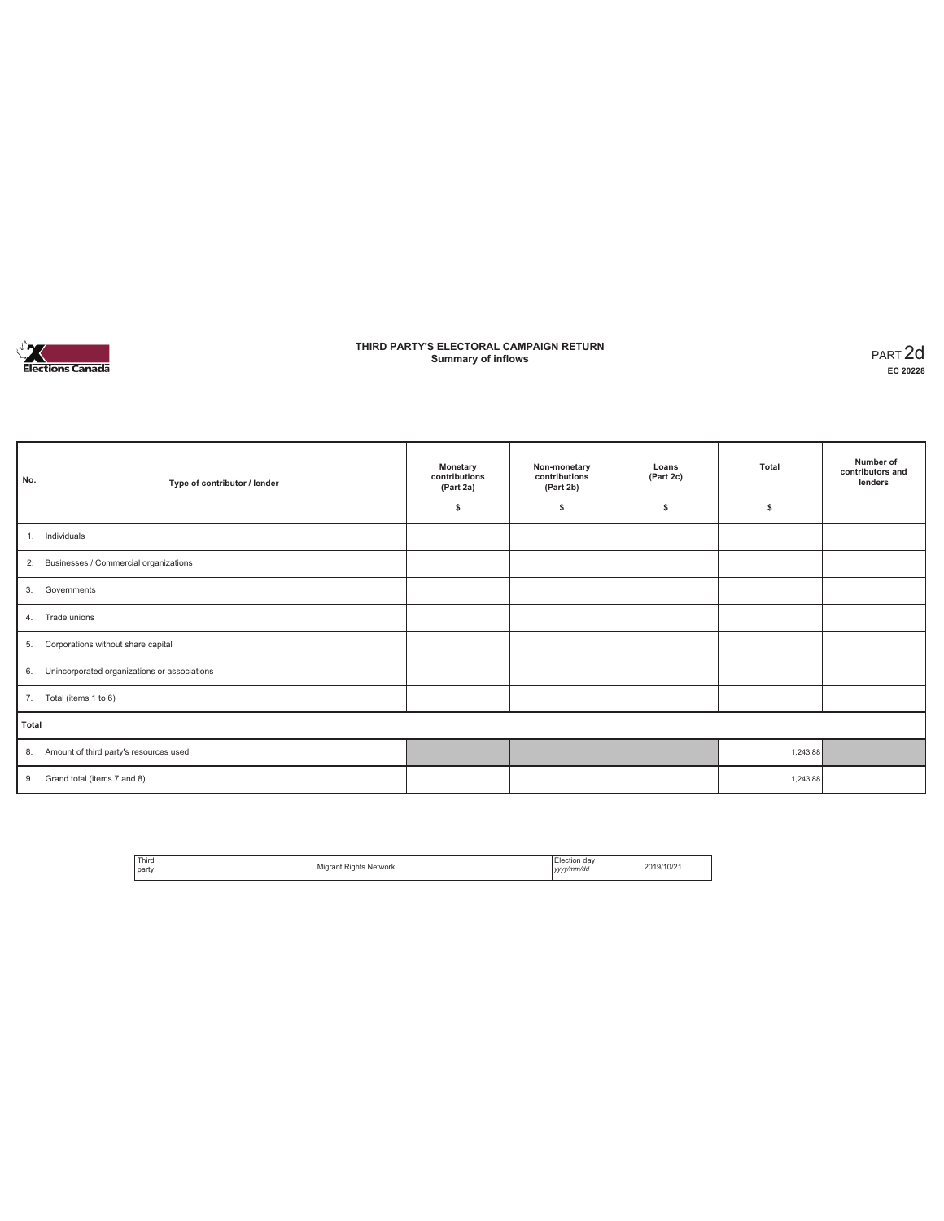# THIRD PARTY'S ELECTORAL CAMPAIGN RETURN
## Summary of inflows

PART 2d
**EC 20228**

| No. | Type of contributor / lender | Monetary contributions (Part 2a) $ | Non-monetary contributions (Part 2b) $ | Loans (Part 2c) $ | Total $ | Number of contributors and lenders |
|---|---|---|---|---|---|---|
| 1. | Individuals | | | | | |
| 2. | Businesses / Commercial organizations | | | | | |
| 3. | Governments | | | | | |
| 4. | Trade unions | | | | | |
| 5. | Corporations without share capital | | | | | |
| 6. | Unincorporated organizations or associations | | | | | |
| 7. | Total (items 1 to 6) | | | | | |
| **Total** | | | | | | |
| 8. | Amount of third party's resources used | | | | 1,243.88 | |
| 9. | Grand total (items 7 and 8) | | | | 1,243.88 | |

| Third party | Migrant Rights Network | Election day *yyyy/mm/dd* | 2019/10/21 |
|---|---|---|---|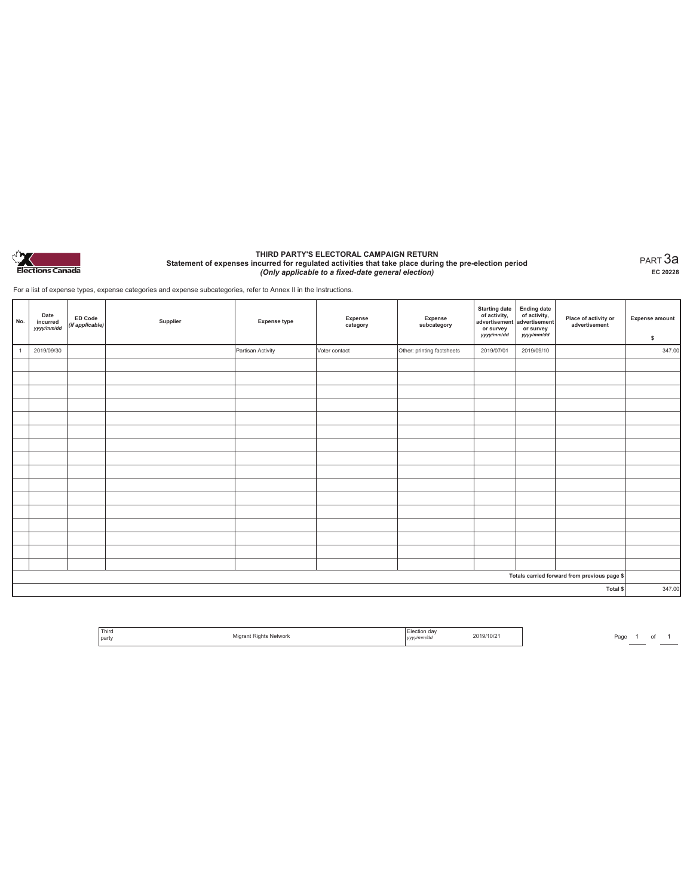Elections Canada

# THIRD PARTY'S ELECTORAL CAMPAIGN RETURN

**Statement of expenses incurred for regulated activities that take place during the pre-election period**

***(Only applicable to a fixed-date general election)***

PART 3a

**EC 20228**

For a list of expense types, expense categories and expense subcategories, refer to Annex II in the Instructions.

| No. | Date incurred *yyyy/mm/dd* | ED Code *(if applicable)* | Supplier | Expense type | Expense category | Expense subcategory | Starting date of activity, advertisement or survey *yyyy/mm/dd* | Ending date of activity, advertisement or survey *yyyy/mm/dd* | Place of activity or advertisement | Expense amount $ |
|---|---|---|---|---|---|---|---|---|---|---|
| 1 | 2019/09/30 | | | Partisan Activity | Voter contact | Other: printing factsheets | 2019/07/01 | 2019/09/10 | | 347.00 |
| | | | | | | | | | | |
| | | | | | | | | | | |
| | | | | | | | | | | |
| | | | | | | | | | | |
| | | | | | | | | | | |
| | | | | | | | | | | |
| | | | | | | | | | | |
| | | | | | | | | | | |
| | | | | | | | | | | |
| | | | | | | | | | | |
| | | | | | | | | | | |
| | | | | | | | | | | |
| | | | | | | | | | | |
| | | | | | | | | | | |
| | | | | | | | | | | |
| | | | | | | | | | | |
| | | | | | | | | | Totals carried forward from previous page $ | |
| | | | | | | | | | Total $ | 347.00 |

| Third party | Migrant Rights Network | Election day *yyyy/mm/dd* | 2019/10/21 |
|---|---|---|---|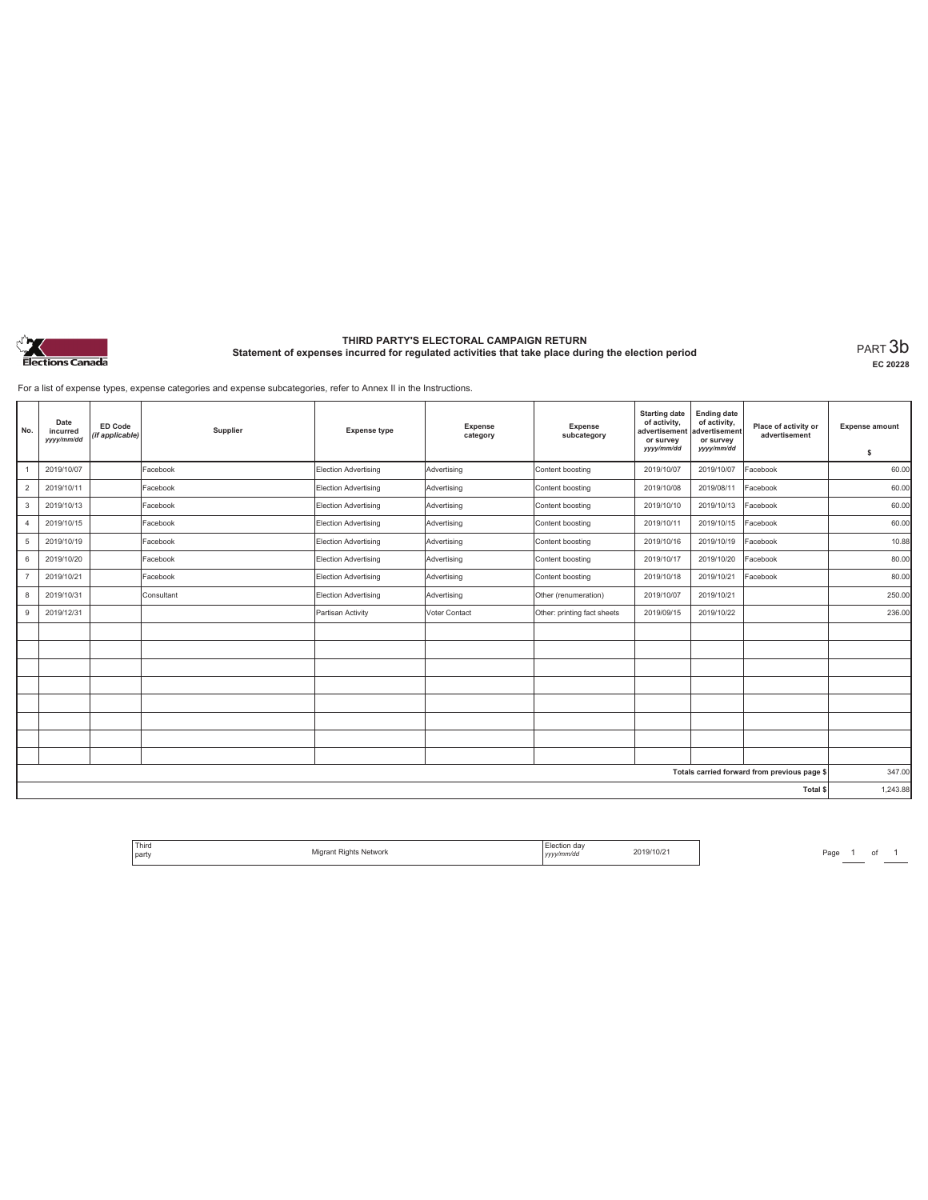# THIRD PARTY'S ELECTORAL CAMPAIGN RETURN

## Statement of expenses incurred for regulated activities that take place during the election period

PART 3b

EC 20228

For a list of expense types, expense categories and expense subcategories, refer to Annex II in the Instructions.

| No. | Date incurred *yyyy/mm/dd* | ED Code *(if applicable)* | Supplier | Expense type | Expense category | Expense subcategory | Starting date of activity, advertisement or survey *yyyy/mm/dd* | Ending date of activity, advertisement or survey *yyyy/mm/dd* | Place of activity or advertisement | Expense amount $ |
|---|---|---|---|---|---|---|---|---|---|---|
| 1 | 2019/10/07 | | Facebook | Election Advertising | Advertising | Content boosting | 2019/10/07 | 2019/10/07 | Facebook | 60.00 |
| 2 | 2019/10/11 | | Facebook | Election Advertising | Advertising | Content boosting | 2019/10/08 | 2019/08/11 | Facebook | 60.00 |
| 3 | 2019/10/13 | | Facebook | Election Advertising | Advertising | Content boosting | 2019/10/10 | 2019/10/13 | Facebook | 60.00 |
| 4 | 2019/10/15 | | Facebook | Election Advertising | Advertising | Content boosting | 2019/10/11 | 2019/10/15 | Facebook | 60.00 |
| 5 | 2019/10/19 | | Facebook | Election Advertising | Advertising | Content boosting | 2019/10/16 | 2019/10/19 | Facebook | 10.88 |
| 6 | 2019/10/20 | | Facebook | Election Advertising | Advertising | Content boosting | 2019/10/17 | 2019/10/20 | Facebook | 80.00 |
| 7 | 2019/10/21 | | Facebook | Election Advertising | Advertising | Content boosting | 2019/10/18 | 2019/10/21 | Facebook | 80.00 |
| 8 | 2019/10/31 | | Consultant | Election Advertising | Advertising | Other (renumeration) | 2019/10/07 | 2019/10/21 | | 250.00 |
| 9 | 2019/12/31 | | | Partisan Activity | Voter Contact | Other: printing fact sheets | 2019/09/15 | 2019/10/22 | | 236.00 |
| | | | | | | | | | | |
| | | | | | | | | | | |
| | | | | | | | | | | |
| | | | | | | | | | | |
| | | | | | | | | | | |
| | | | | | | | | | | |
| | | | | | | | | | | |
| | | | | | | | | | | |
| | | | | | | | | | Totals carried forward from previous page $ | 347.00 |
| | | | | | | | | | Total $ | 1,243.88 |

| Third party | Migrant Rights Network | Election day *yyyy/mm/dd* | 2019/10/21 |
|---|---|---|---|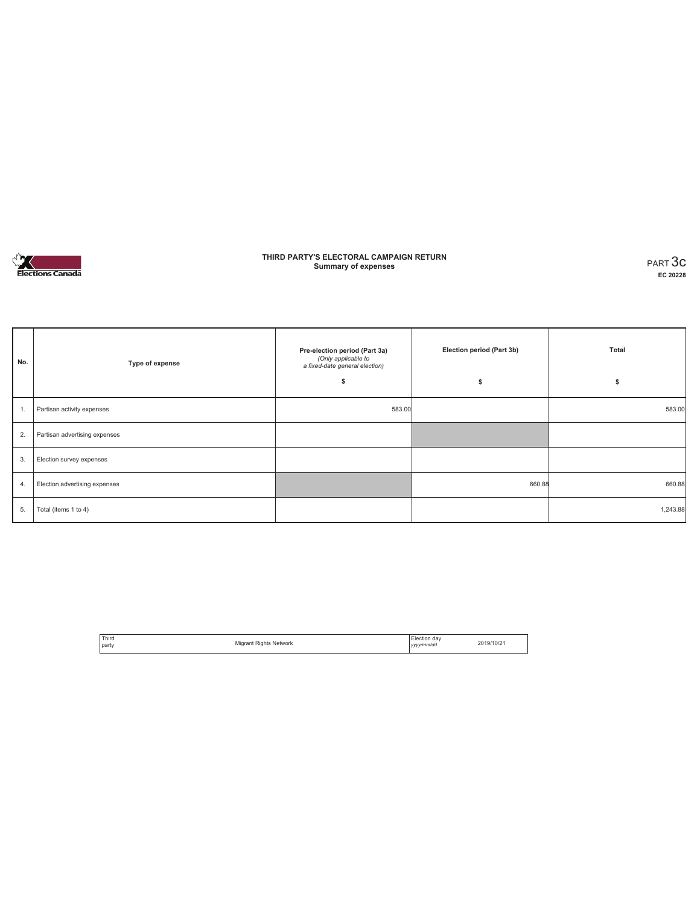# THIRD PARTY'S ELECTORAL CAMPAIGN RETURN
## Summary of expenses

PART 3c
**EC 20228**

| No. | Type of expense | Pre-election period (Part 3a) *(Only applicable to a fixed-date general election)* $ | Election period (Part 3b) $ | Total $ |
|---|---|---|---|---|
| 1. | Partisan activity expenses | 583.00 | | 583.00 |
| 2. | Partisan advertising expenses | | | |
| 3. | Election survey expenses | | | |
| 4. | Election advertising expenses | | 660.88 | 660.88 |
| 5. | Total (items 1 to 4) | | | 1,243.88 |

| | | | |
|---|---|---|---|
| Third party | Migrant Rights Network | Election day *yyyy/mm/dd* | 2019/10/21 |